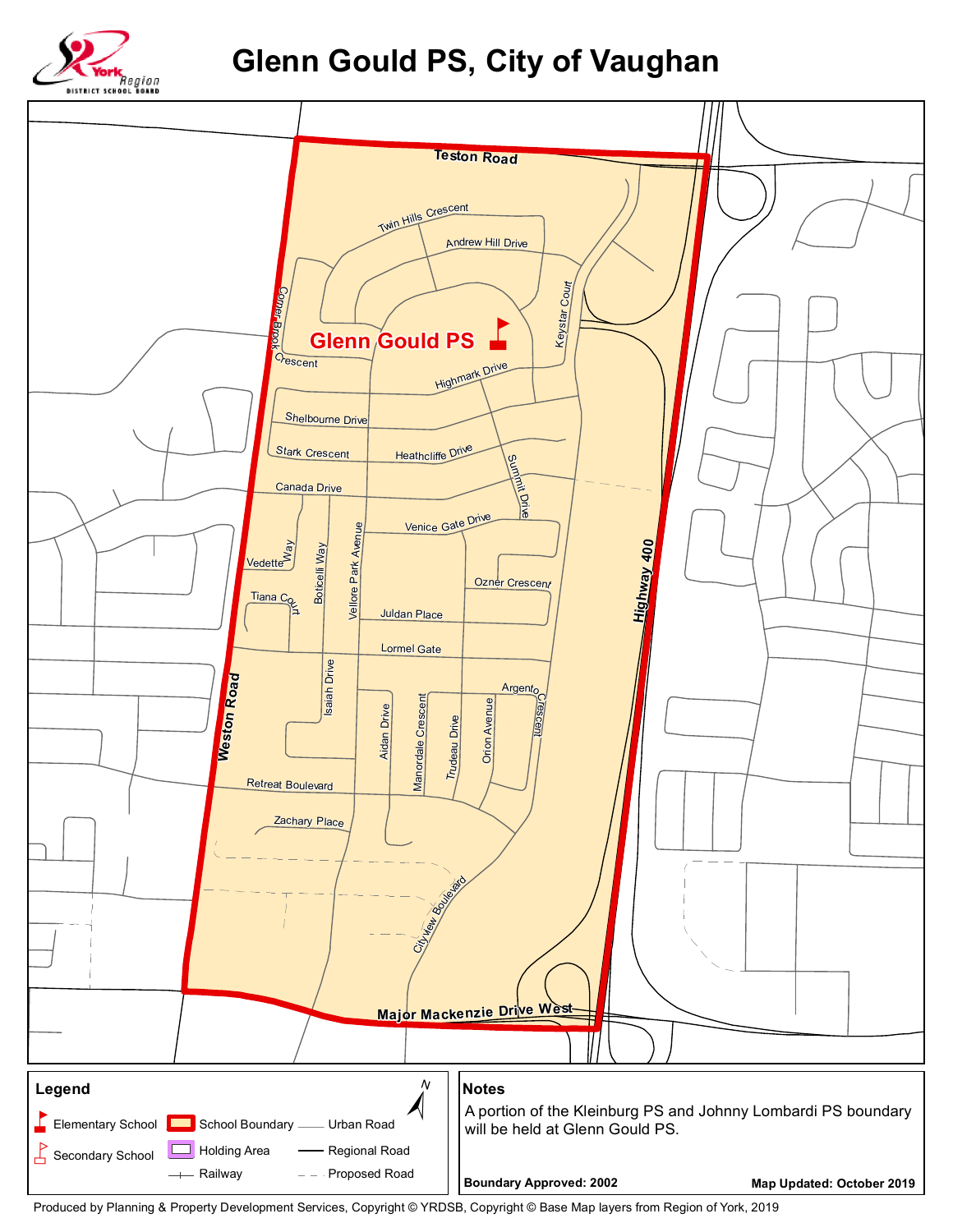# Glenn Gould PS, City of Vaughan

Teston Road

Twin Hills Crescent

Andrew Hill Drive

Corner Brook Crescent

Keystar Court

**Glenn Gould PS**

Highmark Drive

Shelbourne Drive

Stark Crescent

Heathcliffe Drive

Canada Drive

Summit Drive

Venice Gate Drive

Vedette Way

Botticelli Way

Vellore Park Avenue

Ozner Crescent

Tiana Court

Juldan Place

Highway 400

Lormel Gate

Weston Road

Isaiah Drive

Argento Crescent

Aidan Drive

Manordale Crescent

Trudeau Drive

Orion Avenue

Retreat Boulevard

Zachary Place

Cityview Boulevard

Major Mackenzie Drive West

## Legend

- Elementary School
- Secondary School
- School Boundary
- Holding Area
- Railway
- Urban Road
- Regional Road
- Proposed Road

## Notes

A portion of the Kleinburg PS and Johnny Lombardi PS boundary will be held at Glenn Gould PS.

**Boundary Approved: 2002**

**Map Updated: October 2019**

Produced by Planning & Property Development Services, Copyright © YRDSB, Copyright © Base Map layers from Region of York, 2019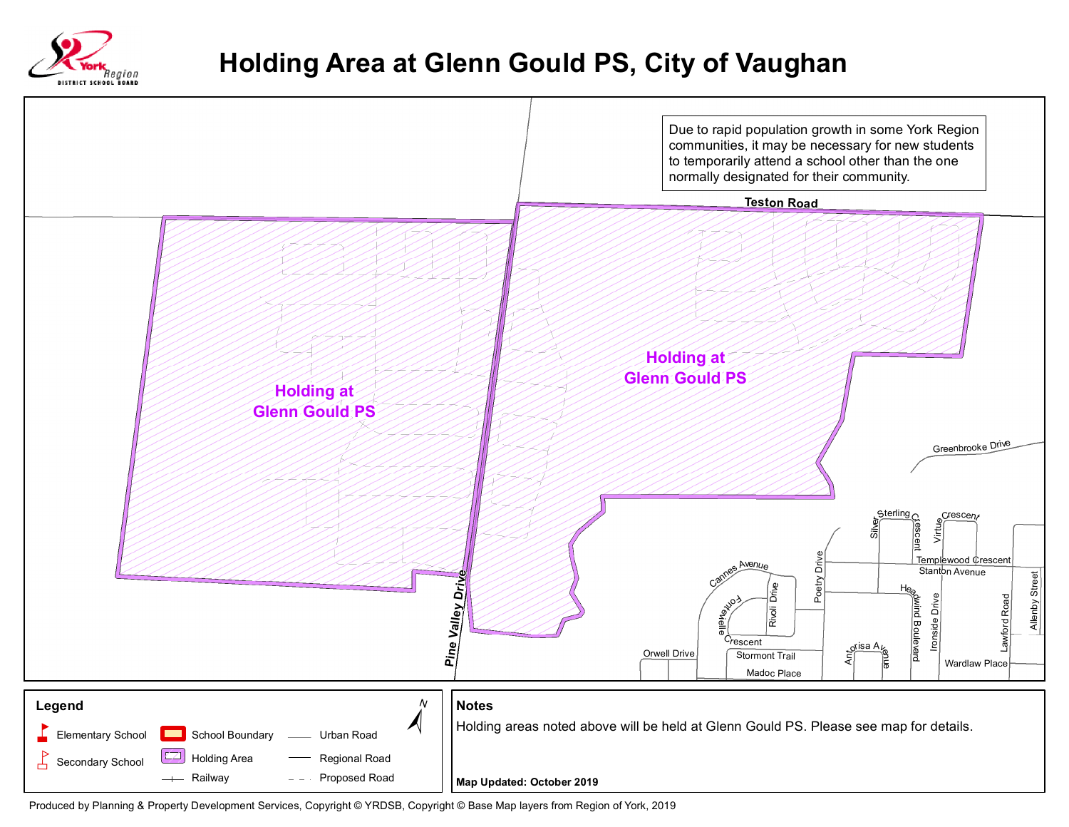York Region District School Board

# Holding Area at Glenn Gould PS, City of Vaughan

Due to rapid population growth in some York Region communities, it may be necessary for new students to temporarily attend a school other than the one normally designated for their community.

Teston Road

Holding at Glenn Gould PS

Holding at Glenn Gould PS

Pine Valley Drive

Greenbrooke Drive

Silver Sterling Crescent

Virtue Crescent

Templewood Crescent

Stanton Avenue

Poetry Drive

Cannes Avenue

Fontevielle Crescent

Rivoli Drive

Headwind Boulevard

Ironside Drive

Lawford Road

Allenby Street

Orwell Drive

Stormont Trail

Madoc Place

Antorisa Avenue

Wardlaw Place

**Legend**

- Elementary School
- Secondary School
- School Boundary
- Holding Area
- Railway
- Urban Road
- Regional Road
- Proposed Road

N

**Notes**

Holding areas noted above will be held at Glenn Gould PS. Please see map for details.

**Map Updated: October 2019**

Produced by Planning & Property Development Services, Copyright © YRDSB, Copyright © Base Map layers from Region of York, 2019